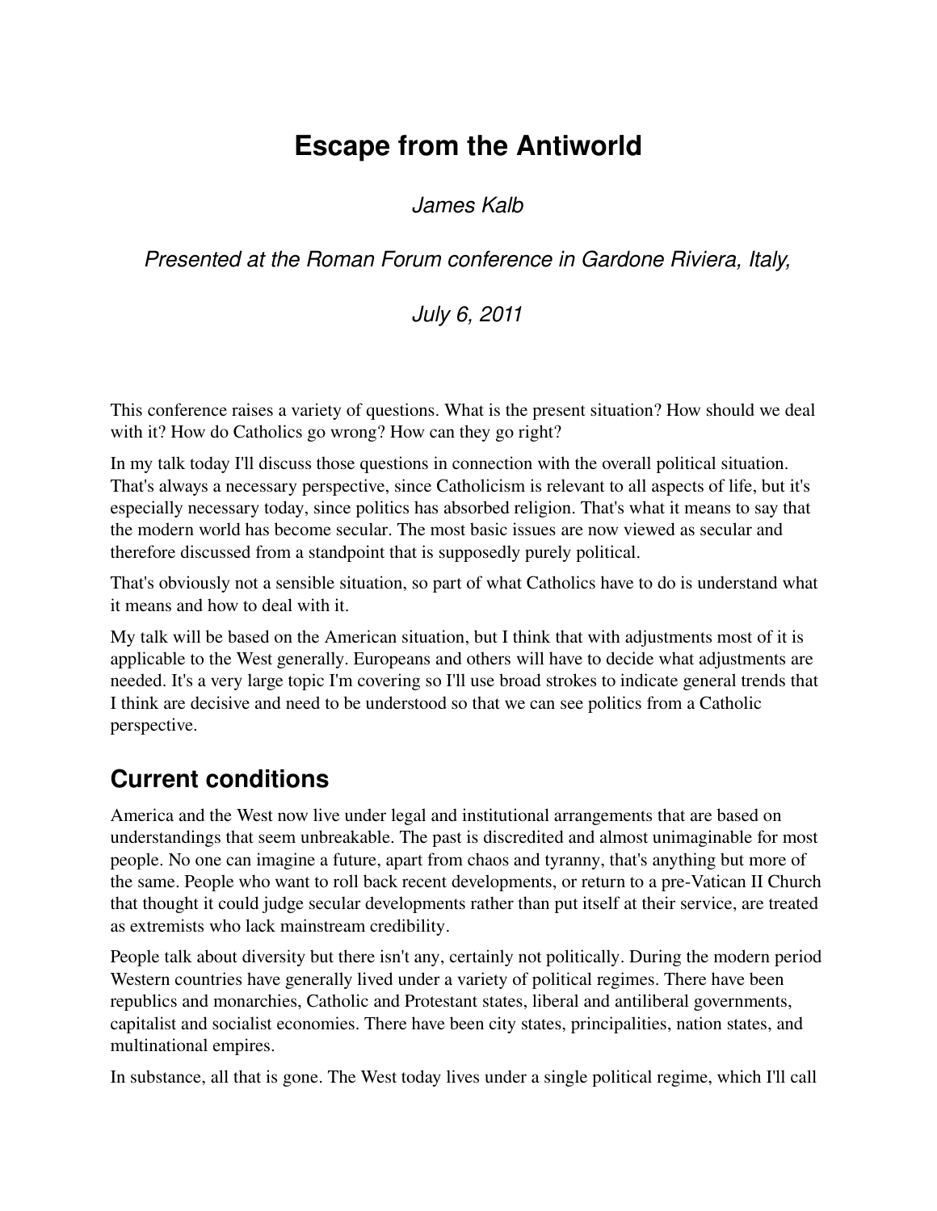# Escape from the Antiworld

*James Kalb*

*Presented at the Roman Forum conference in Gardone Riviera, Italy,*

*July 6, 2011*

This conference raises a variety of questions. What is the present situation? How should we deal with it? How do Catholics go wrong? How can they go right?

In my talk today I'll discuss those questions in connection with the overall political situation. That's always a necessary perspective, since Catholicism is relevant to all aspects of life, but it's especially necessary today, since politics has absorbed religion. That's what it means to say that the modern world has become secular. The most basic issues are now viewed as secular and therefore discussed from a standpoint that is supposedly purely political.

That's obviously not a sensible situation, so part of what Catholics have to do is understand what it means and how to deal with it.

My talk will be based on the American situation, but I think that with adjustments most of it is applicable to the West generally. Europeans and others will have to decide what adjustments are needed. It's a very large topic I'm covering so I'll use broad strokes to indicate general trends that I think are decisive and need to be understood so that we can see politics from a Catholic perspective.

## Current conditions

America and the West now live under legal and institutional arrangements that are based on understandings that seem unbreakable. The past is discredited and almost unimaginable for most people. No one can imagine a future, apart from chaos and tyranny, that's anything but more of the same. People who want to roll back recent developments, or return to a pre-Vatican II Church that thought it could judge secular developments rather than put itself at their service, are treated as extremists who lack mainstream credibility.

People talk about diversity but there isn't any, certainly not politically. During the modern period Western countries have generally lived under a variety of political regimes. There have been republics and monarchies, Catholic and Protestant states, liberal and antiliberal governments, capitalist and socialist economies. There have been city states, principalities, nation states, and multinational empires.

In substance, all that is gone. The West today lives under a single political regime, which I'll call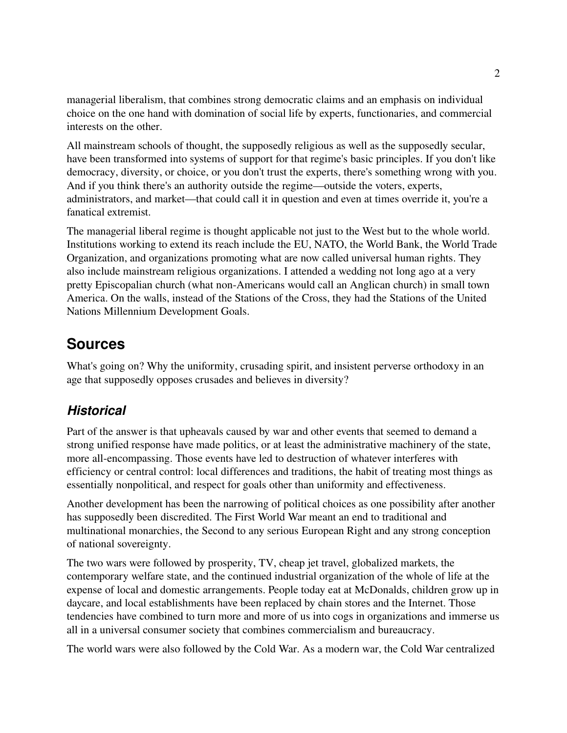managerial liberalism, that combines strong democratic claims and an emphasis on individual choice on the one hand with domination of social life by experts, functionaries, and commercial interests on the other.

All mainstream schools of thought, the supposedly religious as well as the supposedly secular, have been transformed into systems of support for that regime's basic principles. If you don't like democracy, diversity, or choice, or you don't trust the experts, there's something wrong with you. And if you think there's an authority outside the regime—outside the voters, experts, administrators, and market—that could call it in question and even at times override it, you're a fanatical extremist.

The managerial liberal regime is thought applicable not just to the West but to the whole world. Institutions working to extend its reach include the EU, NATO, the World Bank, the World Trade Organization, and organizations promoting what are now called universal human rights. They also include mainstream religious organizations. I attended a wedding not long ago at a very pretty Episcopalian church (what non-Americans would call an Anglican church) in small town America. On the walls, instead of the Stations of the Cross, they had the Stations of the United Nations Millennium Development Goals.

## Sources

What's going on? Why the uniformity, crusading spirit, and insistent perverse orthodoxy in an age that supposedly opposes crusades and believes in diversity?

### *Historical*

Part of the answer is that upheavals caused by war and other events that seemed to demand a strong unified response have made politics, or at least the administrative machinery of the state, more all-encompassing. Those events have led to destruction of whatever interferes with efficiency or central control: local differences and traditions, the habit of treating most things as essentially nonpolitical, and respect for goals other than uniformity and effectiveness.

Another development has been the narrowing of political choices as one possibility after another has supposedly been discredited. The First World War meant an end to traditional and multinational monarchies, the Second to any serious European Right and any strong conception of national sovereignty.

The two wars were followed by prosperity, TV, cheap jet travel, globalized markets, the contemporary welfare state, and the continued industrial organization of the whole of life at the expense of local and domestic arrangements. People today eat at McDonalds, children grow up in daycare, and local establishments have been replaced by chain stores and the Internet. Those tendencies have combined to turn more and more of us into cogs in organizations and immerse us all in a universal consumer society that combines commercialism and bureaucracy.

The world wars were also followed by the Cold War. As a modern war, the Cold War centralized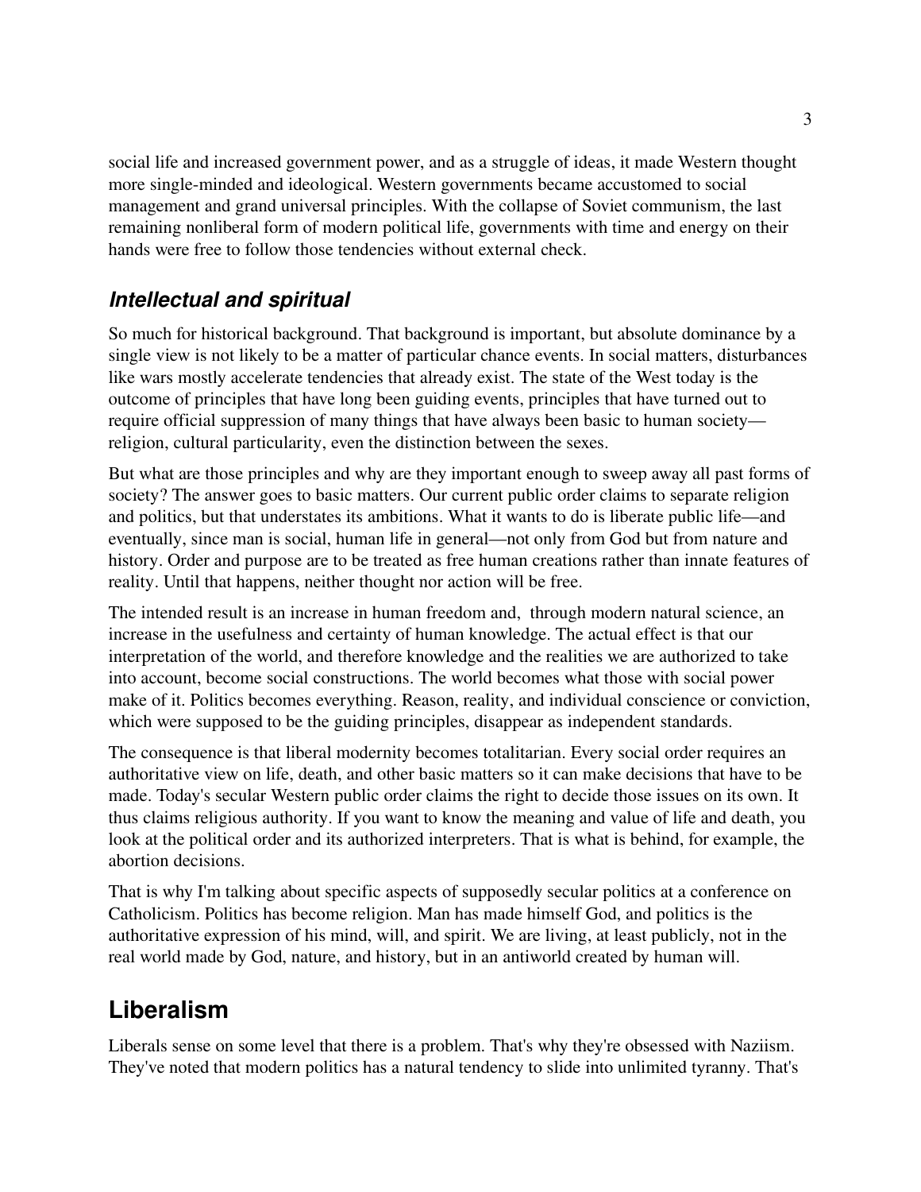social life and increased government power, and as a struggle of ideas, it made Western thought more single-minded and ideological. Western governments became accustomed to social management and grand universal principles. With the collapse of Soviet communism, the last remaining nonliberal form of modern political life, governments with time and energy on their hands were free to follow those tendencies without external check.

### *Intellectual and spiritual*

So much for historical background. That background is important, but absolute dominance by a single view is not likely to be a matter of particular chance events. In social matters, disturbances like wars mostly accelerate tendencies that already exist. The state of the West today is the outcome of principles that have long been guiding events, principles that have turned out to require official suppression of many things that have always been basic to human society—religion, cultural particularity, even the distinction between the sexes.

But what are those principles and why are they important enough to sweep away all past forms of society? The answer goes to basic matters. Our current public order claims to separate religion and politics, but that understates its ambitions. What it wants to do is liberate public life—and eventually, since man is social, human life in general—not only from God but from nature and history. Order and purpose are to be treated as free human creations rather than innate features of reality. Until that happens, neither thought nor action will be free.

The intended result is an increase in human freedom and, through modern natural science, an increase in the usefulness and certainty of human knowledge. The actual effect is that our interpretation of the world, and therefore knowledge and the realities we are authorized to take into account, become social constructions. The world becomes what those with social power make of it. Politics becomes everything. Reason, reality, and individual conscience or conviction, which were supposed to be the guiding principles, disappear as independent standards.

The consequence is that liberal modernity becomes totalitarian. Every social order requires an authoritative view on life, death, and other basic matters so it can make decisions that have to be made. Today's secular Western public order claims the right to decide those issues on its own. It thus claims religious authority. If you want to know the meaning and value of life and death, you look at the political order and its authorized interpreters. That is what is behind, for example, the abortion decisions.

That is why I'm talking about specific aspects of supposedly secular politics at a conference on Catholicism. Politics has become religion. Man has made himself God, and politics is the authoritative expression of his mind, will, and spirit. We are living, at least publicly, not in the real world made by God, nature, and history, but in an antiworld created by human will.

## Liberalism

Liberals sense on some level that there is a problem. That's why they're obsessed with Naziism. They've noted that modern politics has a natural tendency to slide into unlimited tyranny. That's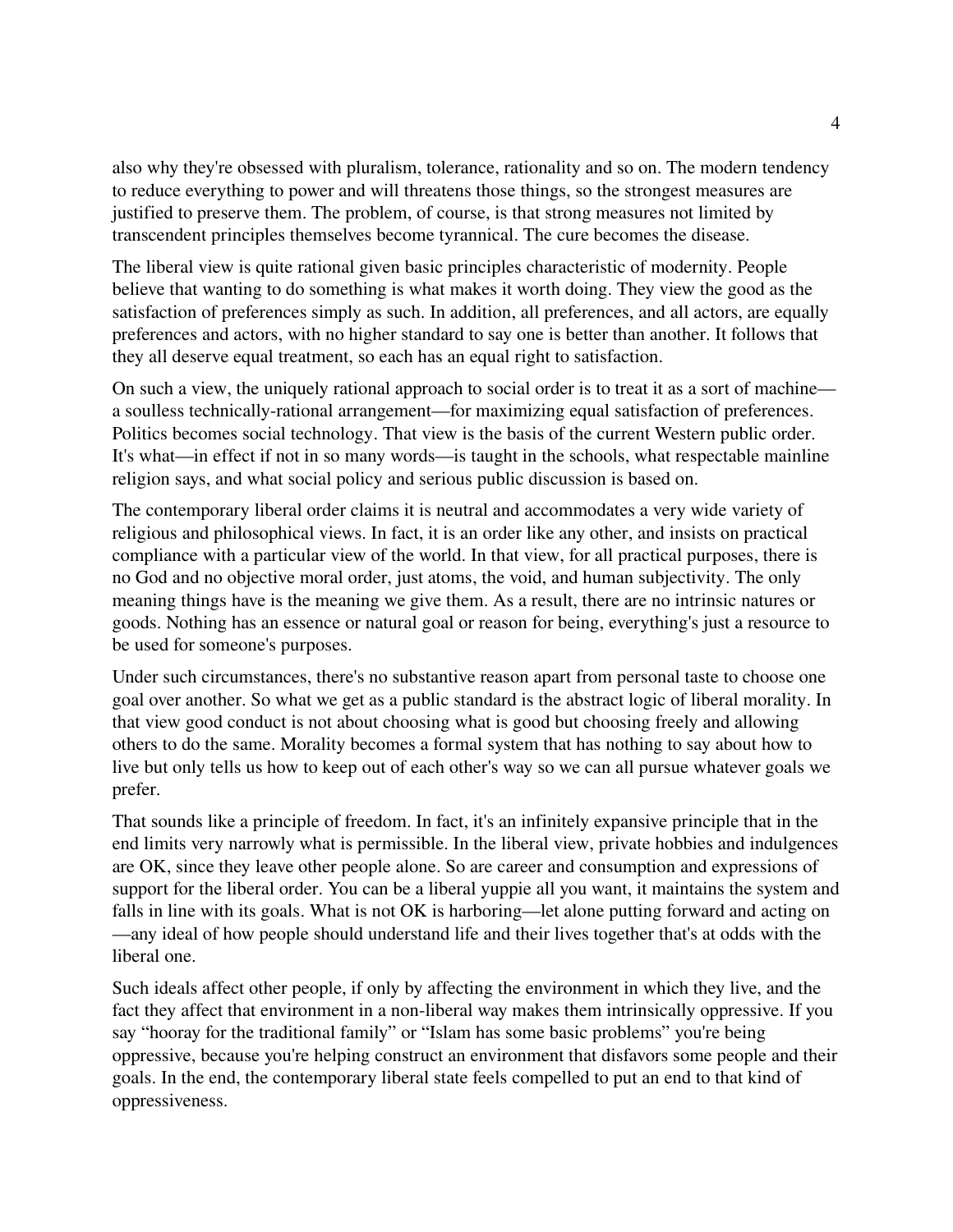also why they're obsessed with pluralism, tolerance, rationality and so on. The modern tendency to reduce everything to power and will threatens those things, so the strongest measures are justified to preserve them. The problem, of course, is that strong measures not limited by transcendent principles themselves become tyrannical. The cure becomes the disease.

The liberal view is quite rational given basic principles characteristic of modernity. People believe that wanting to do something is what makes it worth doing. They view the good as the satisfaction of preferences simply as such. In addition, all preferences, and all actors, are equally preferences and actors, with no higher standard to say one is better than another. It follows that they all deserve equal treatment, so each has an equal right to satisfaction.

On such a view, the uniquely rational approach to social order is to treat it as a sort of machine—a soulless technically-rational arrangement—for maximizing equal satisfaction of preferences. Politics becomes social technology. That view is the basis of the current Western public order. It's what—in effect if not in so many words—is taught in the schools, what respectable mainline religion says, and what social policy and serious public discussion is based on.

The contemporary liberal order claims it is neutral and accommodates a very wide variety of religious and philosophical views. In fact, it is an order like any other, and insists on practical compliance with a particular view of the world. In that view, for all practical purposes, there is no God and no objective moral order, just atoms, the void, and human subjectivity. The only meaning things have is the meaning we give them. As a result, there are no intrinsic natures or goods. Nothing has an essence or natural goal or reason for being, everything's just a resource to be used for someone's purposes.

Under such circumstances, there's no substantive reason apart from personal taste to choose one goal over another. So what we get as a public standard is the abstract logic of liberal morality. In that view good conduct is not about choosing what is good but choosing freely and allowing others to do the same. Morality becomes a formal system that has nothing to say about how to live but only tells us how to keep out of each other's way so we can all pursue whatever goals we prefer.

That sounds like a principle of freedom. In fact, it's an infinitely expansive principle that in the end limits very narrowly what is permissible. In the liberal view, private hobbies and indulgences are OK, since they leave other people alone. So are career and consumption and expressions of support for the liberal order. You can be a liberal yuppie all you want, it maintains the system and falls in line with its goals. What is not OK is harboring—let alone putting forward and acting on—any ideal of how people should understand life and their lives together that's at odds with the liberal one.

Such ideals affect other people, if only by affecting the environment in which they live, and the fact they affect that environment in a non-liberal way makes them intrinsically oppressive. If you say "hooray for the traditional family" or "Islam has some basic problems" you're being oppressive, because you're helping construct an environment that disfavors some people and their goals. In the end, the contemporary liberal state feels compelled to put an end to that kind of oppressiveness.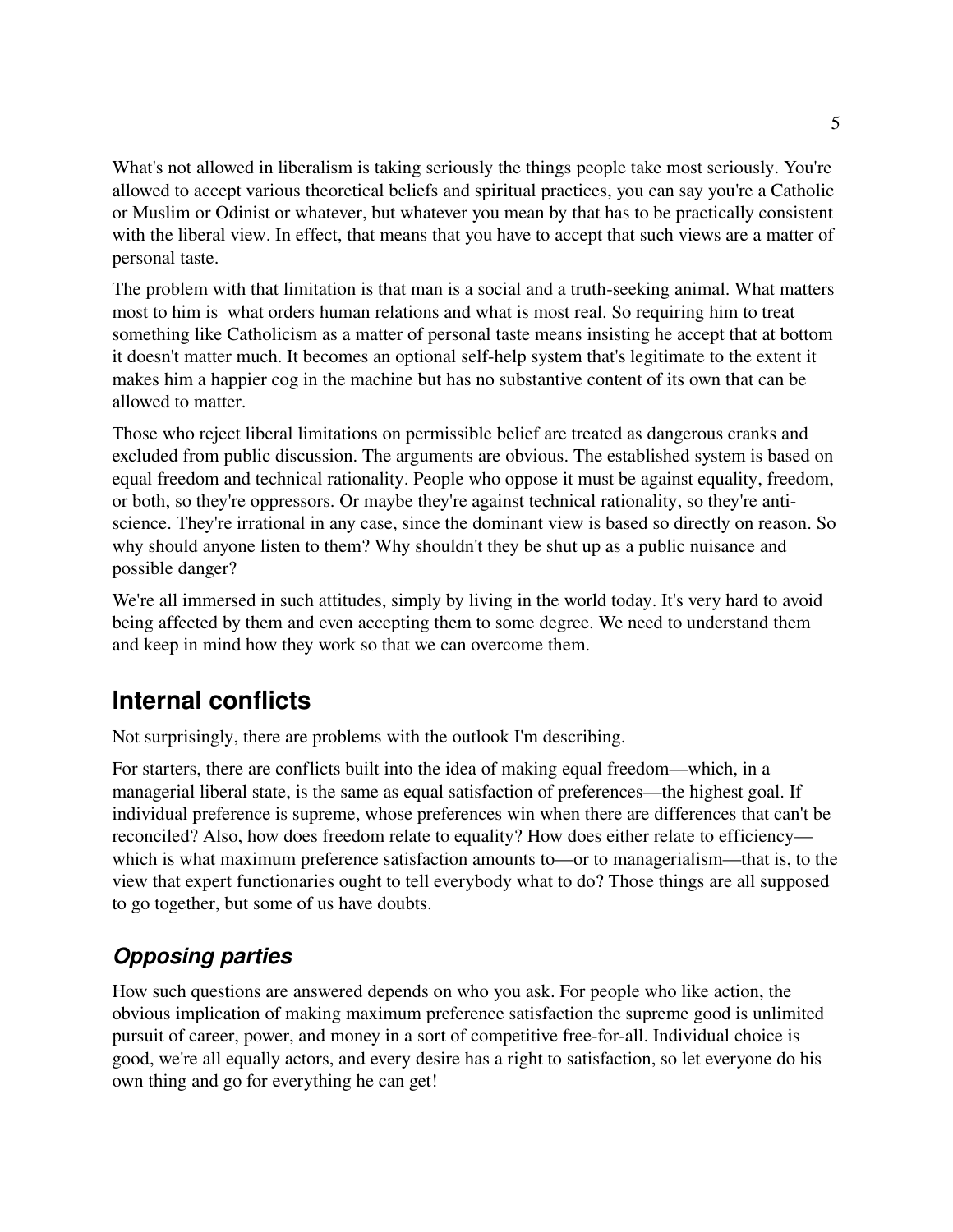What's not allowed in liberalism is taking seriously the things people take most seriously. You're allowed to accept various theoretical beliefs and spiritual practices, you can say you're a Catholic or Muslim or Odinist or whatever, but whatever you mean by that has to be practically consistent with the liberal view. In effect, that means that you have to accept that such views are a matter of personal taste.

The problem with that limitation is that man is a social and a truth-seeking animal. What matters most to him is what orders human relations and what is most real. So requiring him to treat something like Catholicism as a matter of personal taste means insisting he accept that at bottom it doesn't matter much. It becomes an optional self-help system that's legitimate to the extent it makes him a happier cog in the machine but has no substantive content of its own that can be allowed to matter.

Those who reject liberal limitations on permissible belief are treated as dangerous cranks and excluded from public discussion. The arguments are obvious. The established system is based on equal freedom and technical rationality. People who oppose it must be against equality, freedom, or both, so they're oppressors. Or maybe they're against technical rationality, so they're anti-science. They're irrational in any case, since the dominant view is based so directly on reason. So why should anyone listen to them? Why shouldn't they be shut up as a public nuisance and possible danger?

We're all immersed in such attitudes, simply by living in the world today. It's very hard to avoid being affected by them and even accepting them to some degree. We need to understand them and keep in mind how they work so that we can overcome them.

## Internal conflicts

Not surprisingly, there are problems with the outlook I'm describing.

For starters, there are conflicts built into the idea of making equal freedom—which, in a managerial liberal state, is the same as equal satisfaction of preferences—the highest goal. If individual preference is supreme, whose preferences win when there are differences that can't be reconciled? Also, how does freedom relate to equality? How does either relate to efficiency—which is what maximum preference satisfaction amounts to—or to managerialism—that is, to the view that expert functionaries ought to tell everybody what to do? Those things are all supposed to go together, but some of us have doubts.

### *Opposing parties*

How such questions are answered depends on who you ask. For people who like action, the obvious implication of making maximum preference satisfaction the supreme good is unlimited pursuit of career, power, and money in a sort of competitive free-for-all. Individual choice is good, we're all equally actors, and every desire has a right to satisfaction, so let everyone do his own thing and go for everything he can get!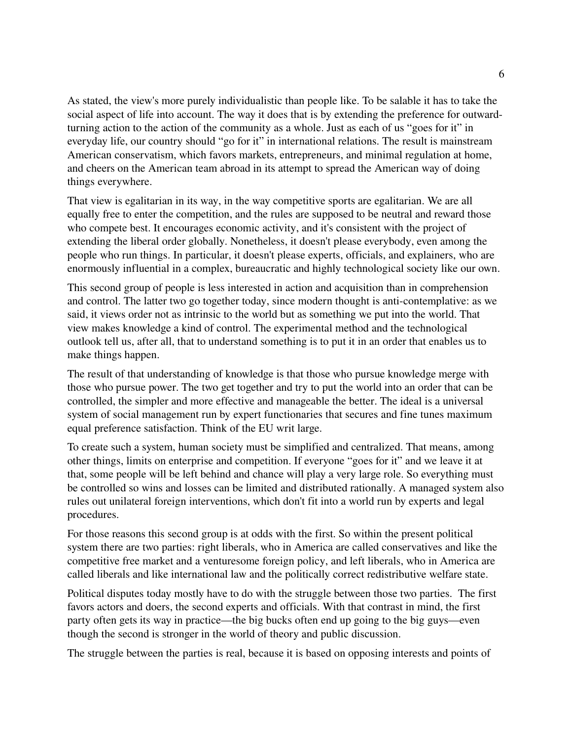As stated, the view's more purely individualistic than people like. To be salable it has to take the social aspect of life into account. The way it does that is by extending the preference for outward-turning action to the action of the community as a whole. Just as each of us "goes for it" in everyday life, our country should "go for it" in international relations. The result is mainstream American conservatism, which favors markets, entrepreneurs, and minimal regulation at home, and cheers on the American team abroad in its attempt to spread the American way of doing things everywhere.

That view is egalitarian in its way, in the way competitive sports are egalitarian. We are all equally free to enter the competition, and the rules are supposed to be neutral and reward those who compete best. It encourages economic activity, and it's consistent with the project of extending the liberal order globally. Nonetheless, it doesn't please everybody, even among the people who run things. In particular, it doesn't please experts, officials, and explainers, who are enormously influential in a complex, bureaucratic and highly technological society like our own.

This second group of people is less interested in action and acquisition than in comprehension and control. The latter two go together today, since modern thought is anti-contemplative: as we said, it views order not as intrinsic to the world but as something we put into the world. That view makes knowledge a kind of control. The experimental method and the technological outlook tell us, after all, that to understand something is to put it in an order that enables us to make things happen.

The result of that understanding of knowledge is that those who pursue knowledge merge with those who pursue power. The two get together and try to put the world into an order that can be controlled, the simpler and more effective and manageable the better. The ideal is a universal system of social management run by expert functionaries that secures and fine tunes maximum equal preference satisfaction. Think of the EU writ large.

To create such a system, human society must be simplified and centralized. That means, among other things, limits on enterprise and competition. If everyone "goes for it" and we leave it at that, some people will be left behind and chance will play a very large role. So everything must be controlled so wins and losses can be limited and distributed rationally. A managed system also rules out unilateral foreign interventions, which don't fit into a world run by experts and legal procedures.

For those reasons this second group is at odds with the first. So within the present political system there are two parties: right liberals, who in America are called conservatives and like the competitive free market and a venturesome foreign policy, and left liberals, who in America are called liberals and like international law and the politically correct redistributive welfare state.

Political disputes today mostly have to do with the struggle between those two parties. The first favors actors and doers, the second experts and officials. With that contrast in mind, the first party often gets its way in practice—the big bucks often end up going to the big guys—even though the second is stronger in the world of theory and public discussion.

The struggle between the parties is real, because it is based on opposing interests and points of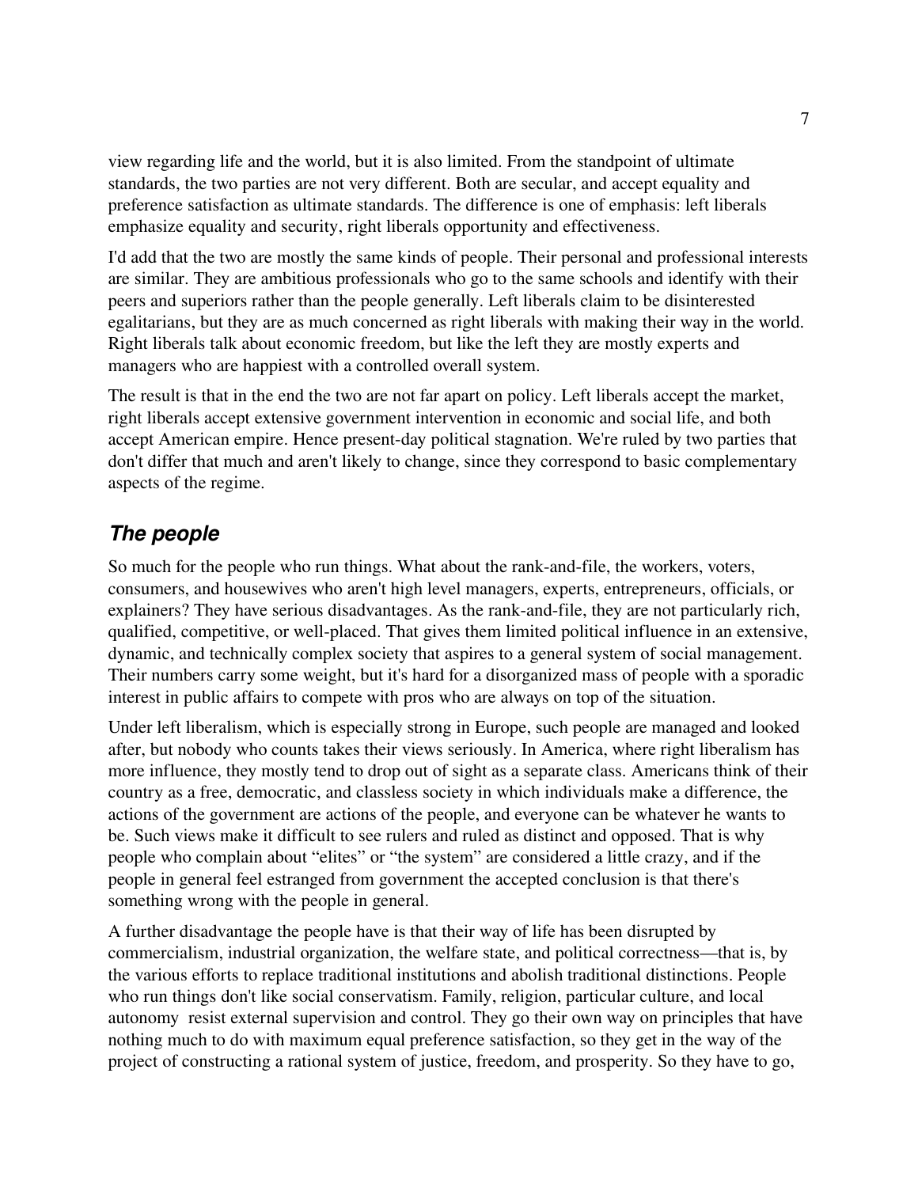view regarding life and the world, but it is also limited. From the standpoint of ultimate standards, the two parties are not very different. Both are secular, and accept equality and preference satisfaction as ultimate standards. The difference is one of emphasis: left liberals emphasize equality and security, right liberals opportunity and effectiveness.

I'd add that the two are mostly the same kinds of people. Their personal and professional interests are similar. They are ambitious professionals who go to the same schools and identify with their peers and superiors rather than the people generally. Left liberals claim to be disinterested egalitarians, but they are as much concerned as right liberals with making their way in the world. Right liberals talk about economic freedom, but like the left they are mostly experts and managers who are happiest with a controlled overall system.

The result is that in the end the two are not far apart on policy. Left liberals accept the market, right liberals accept extensive government intervention in economic and social life, and both accept American empire. Hence present-day political stagnation. We're ruled by two parties that don't differ that much and aren't likely to change, since they correspond to basic complementary aspects of the regime.

## *The people*

So much for the people who run things. What about the rank-and-file, the workers, voters, consumers, and housewives who aren't high level managers, experts, entrepreneurs, officials, or explainers? They have serious disadvantages. As the rank-and-file, they are not particularly rich, qualified, competitive, or well-placed. That gives them limited political influence in an extensive, dynamic, and technically complex society that aspires to a general system of social management. Their numbers carry some weight, but it's hard for a disorganized mass of people with a sporadic interest in public affairs to compete with pros who are always on top of the situation.

Under left liberalism, which is especially strong in Europe, such people are managed and looked after, but nobody who counts takes their views seriously. In America, where right liberalism has more influence, they mostly tend to drop out of sight as a separate class. Americans think of their country as a free, democratic, and classless society in which individuals make a difference, the actions of the government are actions of the people, and everyone can be whatever he wants to be. Such views make it difficult to see rulers and ruled as distinct and opposed. That is why people who complain about "elites" or "the system" are considered a little crazy, and if the people in general feel estranged from government the accepted conclusion is that there's something wrong with the people in general.

A further disadvantage the people have is that their way of life has been disrupted by commercialism, industrial organization, the welfare state, and political correctness—that is, by the various efforts to replace traditional institutions and abolish traditional distinctions. People who run things don't like social conservatism. Family, religion, particular culture, and local autonomy resist external supervision and control. They go their own way on principles that have nothing much to do with maximum equal preference satisfaction, so they get in the way of the project of constructing a rational system of justice, freedom, and prosperity. So they have to go,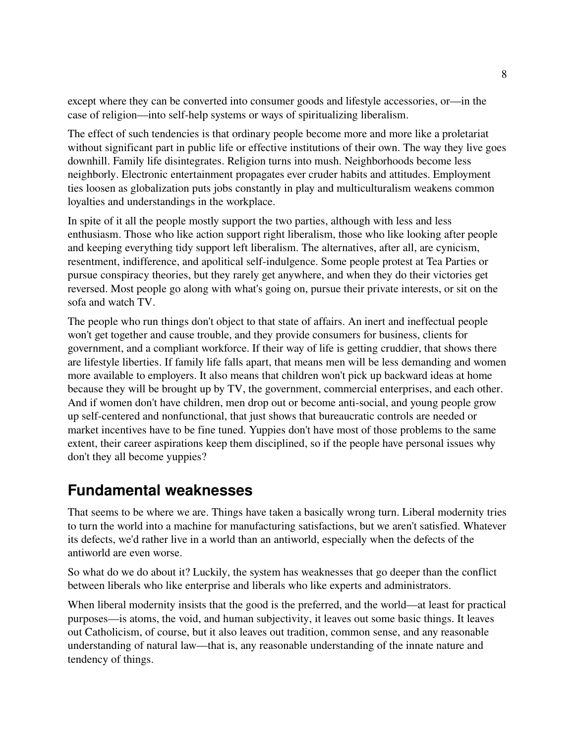except where they can be converted into consumer goods and lifestyle accessories, or—in the case of religion—into self-help systems or ways of spiritualizing liberalism.

The effect of such tendencies is that ordinary people become more and more like a proletariat without significant part in public life or effective institutions of their own. The way they live goes downhill. Family life disintegrates. Religion turns into mush. Neighborhoods become less neighborly. Electronic entertainment propagates ever cruder habits and attitudes. Employment ties loosen as globalization puts jobs constantly in play and multiculturalism weakens common loyalties and understandings in the workplace.

In spite of it all the people mostly support the two parties, although with less and less enthusiasm. Those who like action support right liberalism, those who like looking after people and keeping everything tidy support left liberalism. The alternatives, after all, are cynicism, resentment, indifference, and apolitical self-indulgence. Some people protest at Tea Parties or pursue conspiracy theories, but they rarely get anywhere, and when they do their victories get reversed. Most people go along with what's going on, pursue their private interests, or sit on the sofa and watch TV.

The people who run things don't object to that state of affairs. An inert and ineffectual people won't get together and cause trouble, and they provide consumers for business, clients for government, and a compliant workforce. If their way of life is getting cruddier, that shows there are lifestyle liberties. If family life falls apart, that means men will be less demanding and women more available to employers. It also means that children won't pick up backward ideas at home because they will be brought up by TV, the government, commercial enterprises, and each other. And if women don't have children, men drop out or become anti-social, and young people grow up self-centered and nonfunctional, that just shows that bureaucratic controls are needed or market incentives have to be fine tuned. Yuppies don't have most of those problems to the same extent, their career aspirations keep them disciplined, so if the people have personal issues why don't they all become yuppies?

## Fundamental weaknesses

That seems to be where we are. Things have taken a basically wrong turn. Liberal modernity tries to turn the world into a machine for manufacturing satisfactions, but we aren't satisfied. Whatever its defects, we'd rather live in a world than an antiworld, especially when the defects of the antiworld are even worse.

So what do we do about it? Luckily, the system has weaknesses that go deeper than the conflict between liberals who like enterprise and liberals who like experts and administrators.

When liberal modernity insists that the good is the preferred, and the world—at least for practical purposes—is atoms, the void, and human subjectivity, it leaves out some basic things. It leaves out Catholicism, of course, but it also leaves out tradition, common sense, and any reasonable understanding of natural law—that is, any reasonable understanding of the innate nature and tendency of things.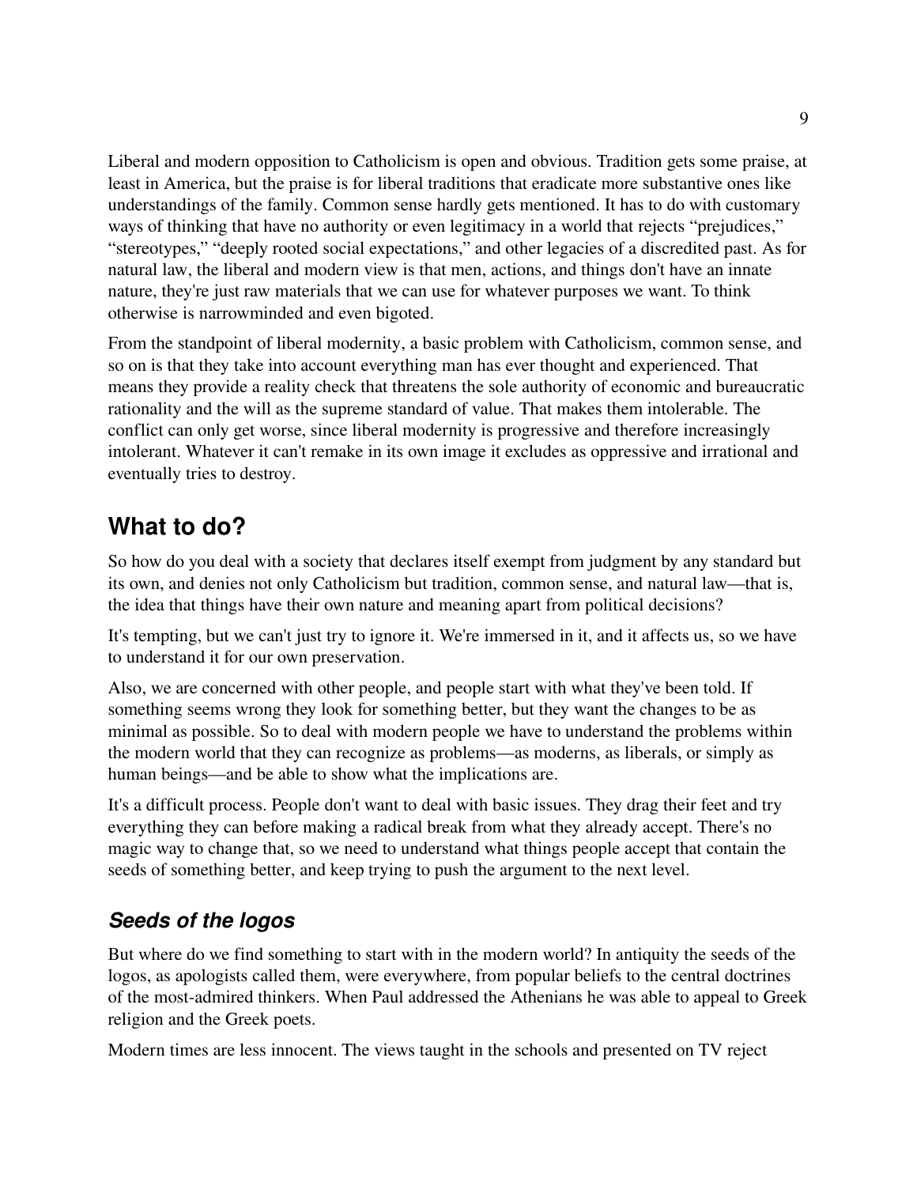Liberal and modern opposition to Catholicism is open and obvious. Tradition gets some praise, at least in America, but the praise is for liberal traditions that eradicate more substantive ones like understandings of the family. Common sense hardly gets mentioned. It has to do with customary ways of thinking that have no authority or even legitimacy in a world that rejects "prejudices," "stereotypes," "deeply rooted social expectations," and other legacies of a discredited past. As for natural law, the liberal and modern view is that men, actions, and things don't have an innate nature, they're just raw materials that we can use for whatever purposes we want. To think otherwise is narrowminded and even bigoted.

From the standpoint of liberal modernity, a basic problem with Catholicism, common sense, and so on is that they take into account everything man has ever thought and experienced. That means they provide a reality check that threatens the sole authority of economic and bureaucratic rationality and the will as the supreme standard of value. That makes them intolerable. The conflict can only get worse, since liberal modernity is progressive and therefore increasingly intolerant. Whatever it can't remake in its own image it excludes as oppressive and irrational and eventually tries to destroy.

## What to do?

So how do you deal with a society that declares itself exempt from judgment by any standard but its own, and denies not only Catholicism but tradition, common sense, and natural law—that is, the idea that things have their own nature and meaning apart from political decisions?

It's tempting, but we can't just try to ignore it. We're immersed in it, and it affects us, so we have to understand it for our own preservation.

Also, we are concerned with other people, and people start with what they've been told. If something seems wrong they look for something better, but they want the changes to be as minimal as possible. So to deal with modern people we have to understand the problems within the modern world that they can recognize as problems—as moderns, as liberals, or simply as human beings—and be able to show what the implications are.

It's a difficult process. People don't want to deal with basic issues. They drag their feet and try everything they can before making a radical break from what they already accept. There's no magic way to change that, so we need to understand what things people accept that contain the seeds of something better, and keep trying to push the argument to the next level.

### *Seeds of the logos*

But where do we find something to start with in the modern world? In antiquity the seeds of the logos, as apologists called them, were everywhere, from popular beliefs to the central doctrines of the most-admired thinkers. When Paul addressed the Athenians he was able to appeal to Greek religion and the Greek poets.

Modern times are less innocent. The views taught in the schools and presented on TV reject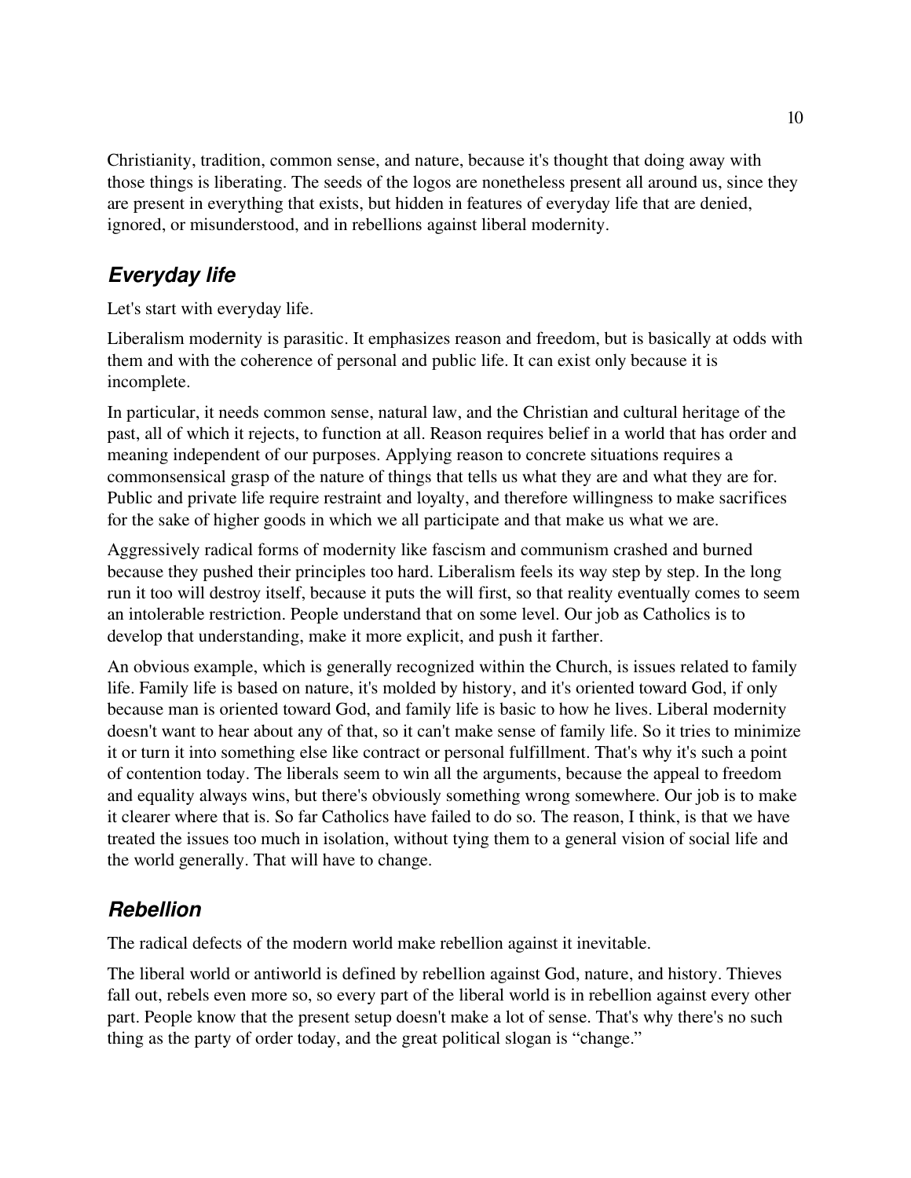Christianity, tradition, common sense, and nature, because it's thought that doing away with those things is liberating. The seeds of the logos are nonetheless present all around us, since they are present in everything that exists, but hidden in features of everyday life that are denied, ignored, or misunderstood, and in rebellions against liberal modernity.

## *Everyday life*

Let's start with everyday life.

Liberalism modernity is parasitic. It emphasizes reason and freedom, but is basically at odds with them and with the coherence of personal and public life. It can exist only because it is incomplete.

In particular, it needs common sense, natural law, and the Christian and cultural heritage of the past, all of which it rejects, to function at all. Reason requires belief in a world that has order and meaning independent of our purposes. Applying reason to concrete situations requires a commonsensical grasp of the nature of things that tells us what they are and what they are for. Public and private life require restraint and loyalty, and therefore willingness to make sacrifices for the sake of higher goods in which we all participate and that make us what we are.

Aggressively radical forms of modernity like fascism and communism crashed and burned because they pushed their principles too hard. Liberalism feels its way step by step. In the long run it too will destroy itself, because it puts the will first, so that reality eventually comes to seem an intolerable restriction. People understand that on some level. Our job as Catholics is to develop that understanding, make it more explicit, and push it farther.

An obvious example, which is generally recognized within the Church, is issues related to family life. Family life is based on nature, it's molded by history, and it's oriented toward God, if only because man is oriented toward God, and family life is basic to how he lives. Liberal modernity doesn't want to hear about any of that, so it can't make sense of family life. So it tries to minimize it or turn it into something else like contract or personal fulfillment. That's why it's such a point of contention today. The liberals seem to win all the arguments, because the appeal to freedom and equality always wins, but there's obviously something wrong somewhere. Our job is to make it clearer where that is. So far Catholics have failed to do so. The reason, I think, is that we have treated the issues too much in isolation, without tying them to a general vision of social life and the world generally. That will have to change.

## *Rebellion*

The radical defects of the modern world make rebellion against it inevitable.

The liberal world or antiworld is defined by rebellion against God, nature, and history. Thieves fall out, rebels even more so, so every part of the liberal world is in rebellion against every other part. People know that the present setup doesn't make a lot of sense. That's why there's no such thing as the party of order today, and the great political slogan is "change."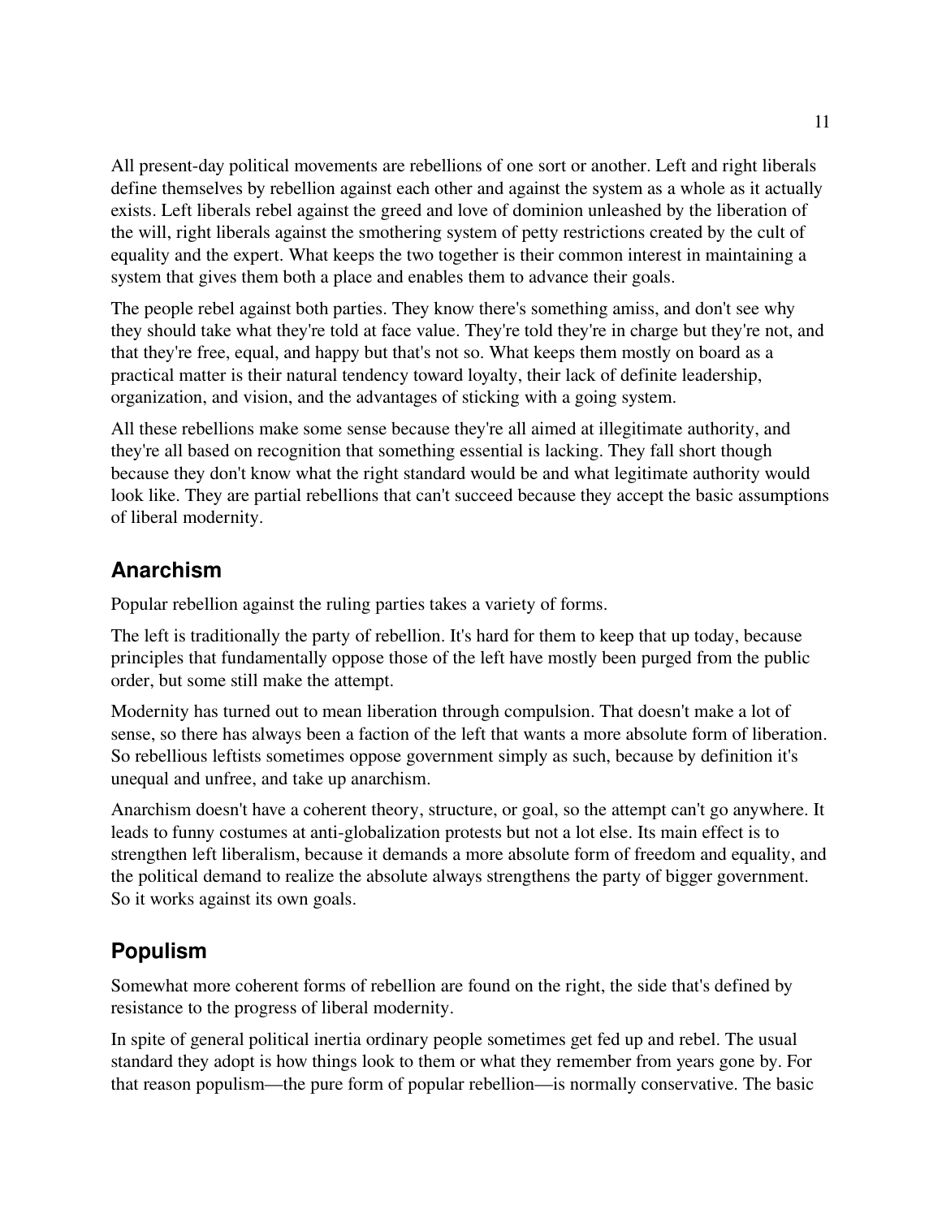All present-day political movements are rebellions of one sort or another. Left and right liberals define themselves by rebellion against each other and against the system as a whole as it actually exists. Left liberals rebel against the greed and love of dominion unleashed by the liberation of the will, right liberals against the smothering system of petty restrictions created by the cult of equality and the expert. What keeps the two together is their common interest in maintaining a system that gives them both a place and enables them to advance their goals.

The people rebel against both parties. They know there's something amiss, and don't see why they should take what they're told at face value. They're told they're in charge but they're not, and that they're free, equal, and happy but that's not so. What keeps them mostly on board as a practical matter is their natural tendency toward loyalty, their lack of definite leadership, organization, and vision, and the advantages of sticking with a going system.

All these rebellions make some sense because they're all aimed at illegitimate authority, and they're all based on recognition that something essential is lacking. They fall short though because they don't know what the right standard would be and what legitimate authority would look like. They are partial rebellions that can't succeed because they accept the basic assumptions of liberal modernity.

## Anarchism

Popular rebellion against the ruling parties takes a variety of forms.

The left is traditionally the party of rebellion. It's hard for them to keep that up today, because principles that fundamentally oppose those of the left have mostly been purged from the public order, but some still make the attempt.

Modernity has turned out to mean liberation through compulsion. That doesn't make a lot of sense, so there has always been a faction of the left that wants a more absolute form of liberation. So rebellious leftists sometimes oppose government simply as such, because by definition it's unequal and unfree, and take up anarchism.

Anarchism doesn't have a coherent theory, structure, or goal, so the attempt can't go anywhere. It leads to funny costumes at anti-globalization protests but not a lot else. Its main effect is to strengthen left liberalism, because it demands a more absolute form of freedom and equality, and the political demand to realize the absolute always strengthens the party of bigger government. So it works against its own goals.

## Populism

Somewhat more coherent forms of rebellion are found on the right, the side that's defined by resistance to the progress of liberal modernity.

In spite of general political inertia ordinary people sometimes get fed up and rebel. The usual standard they adopt is how things look to them or what they remember from years gone by. For that reason populism—the pure form of popular rebellion—is normally conservative. The basic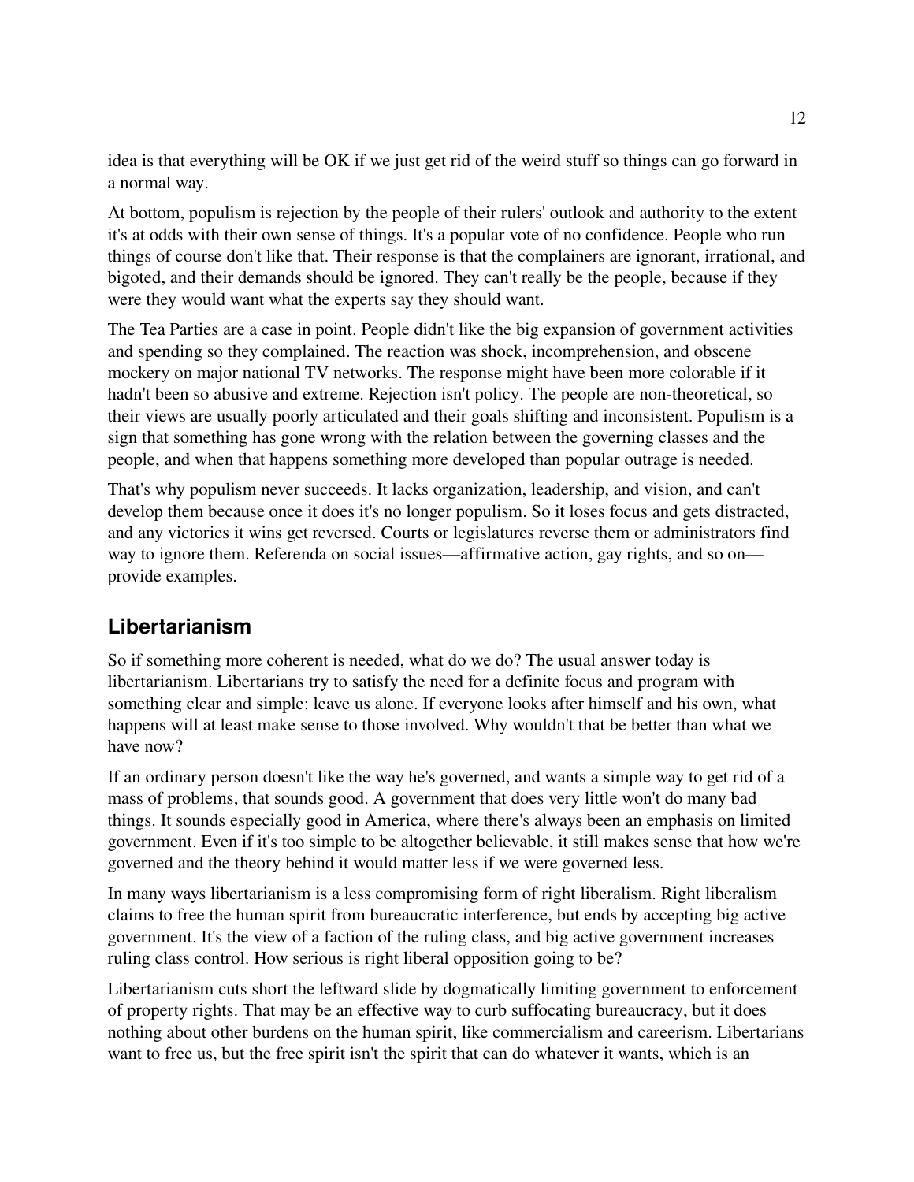idea is that everything will be OK if we just get rid of the weird stuff so things can go forward in a normal way.

At bottom, populism is rejection by the people of their rulers' outlook and authority to the extent it's at odds with their own sense of things. It's a popular vote of no confidence. People who run things of course don't like that. Their response is that the complainers are ignorant, irrational, and bigoted, and their demands should be ignored. They can't really be the people, because if they were they would want what the experts say they should want.

The Tea Parties are a case in point. People didn't like the big expansion of government activities and spending so they complained. The reaction was shock, incomprehension, and obscene mockery on major national TV networks. The response might have been more colorable if it hadn't been so abusive and extreme. Rejection isn't policy. The people are non-theoretical, so their views are usually poorly articulated and their goals shifting and inconsistent. Populism is a sign that something has gone wrong with the relation between the governing classes and the people, and when that happens something more developed than popular outrage is needed.

That's why populism never succeeds. It lacks organization, leadership, and vision, and can't develop them because once it does it's no longer populism. So it loses focus and gets distracted, and any victories it wins get reversed. Courts or legislatures reverse them or administrators find way to ignore them. Referenda on social issues—affirmative action, gay rights, and so on—provide examples.

## Libertarianism

So if something more coherent is needed, what do we do? The usual answer today is libertarianism. Libertarians try to satisfy the need for a definite focus and program with something clear and simple: leave us alone. If everyone looks after himself and his own, what happens will at least make sense to those involved. Why wouldn't that be better than what we have now?

If an ordinary person doesn't like the way he's governed, and wants a simple way to get rid of a mass of problems, that sounds good. A government that does very little won't do many bad things. It sounds especially good in America, where there's always been an emphasis on limited government. Even if it's too simple to be altogether believable, it still makes sense that how we're governed and the theory behind it would matter less if we were governed less.

In many ways libertarianism is a less compromising form of right liberalism. Right liberalism claims to free the human spirit from bureaucratic interference, but ends by accepting big active government. It's the view of a faction of the ruling class, and big active government increases ruling class control. How serious is right liberal opposition going to be?

Libertarianism cuts short the leftward slide by dogmatically limiting government to enforcement of property rights. That may be an effective way to curb suffocating bureaucracy, but it does nothing about other burdens on the human spirit, like commercialism and careerism. Libertarians want to free us, but the free spirit isn't the spirit that can do whatever it wants, which is an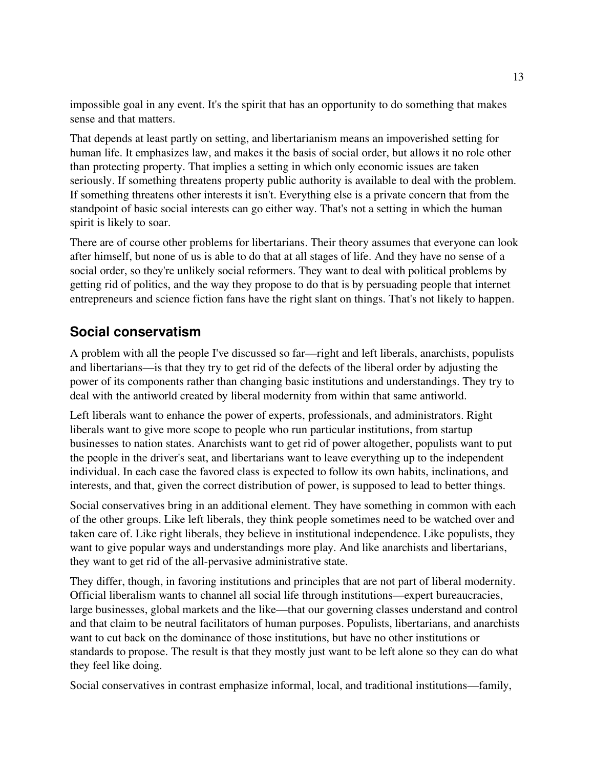impossible goal in any event. It's the spirit that has an opportunity to do something that makes sense and that matters.

That depends at least partly on setting, and libertarianism means an impoverished setting for human life. It emphasizes law, and makes it the basis of social order, but allows it no role other than protecting property. That implies a setting in which only economic issues are taken seriously. If something threatens property public authority is available to deal with the problem. If something threatens other interests it isn't. Everything else is a private concern that from the standpoint of basic social interests can go either way. That's not a setting in which the human spirit is likely to soar.

There are of course other problems for libertarians. Their theory assumes that everyone can look after himself, but none of us is able to do that at all stages of life. And they have no sense of a social order, so they're unlikely social reformers. They want to deal with political problems by getting rid of politics, and the way they propose to do that is by persuading people that internet entrepreneurs and science fiction fans have the right slant on things. That's not likely to happen.

## Social conservatism

A problem with all the people I've discussed so far—right and left liberals, anarchists, populists and libertarians—is that they try to get rid of the defects of the liberal order by adjusting the power of its components rather than changing basic institutions and understandings. They try to deal with the antiworld created by liberal modernity from within that same antiworld.

Left liberals want to enhance the power of experts, professionals, and administrators. Right liberals want to give more scope to people who run particular institutions, from startup businesses to nation states. Anarchists want to get rid of power altogether, populists want to put the people in the driver's seat, and libertarians want to leave everything up to the independent individual. In each case the favored class is expected to follow its own habits, inclinations, and interests, and that, given the correct distribution of power, is supposed to lead to better things.

Social conservatives bring in an additional element. They have something in common with each of the other groups. Like left liberals, they think people sometimes need to be watched over and taken care of. Like right liberals, they believe in institutional independence. Like populists, they want to give popular ways and understandings more play. And like anarchists and libertarians, they want to get rid of the all-pervasive administrative state.

They differ, though, in favoring institutions and principles that are not part of liberal modernity. Official liberalism wants to channel all social life through institutions—expert bureaucracies, large businesses, global markets and the like—that our governing classes understand and control and that claim to be neutral facilitators of human purposes. Populists, libertarians, and anarchists want to cut back on the dominance of those institutions, but have no other institutions or standards to propose. The result is that they mostly just want to be left alone so they can do what they feel like doing.

Social conservatives in contrast emphasize informal, local, and traditional institutions—family,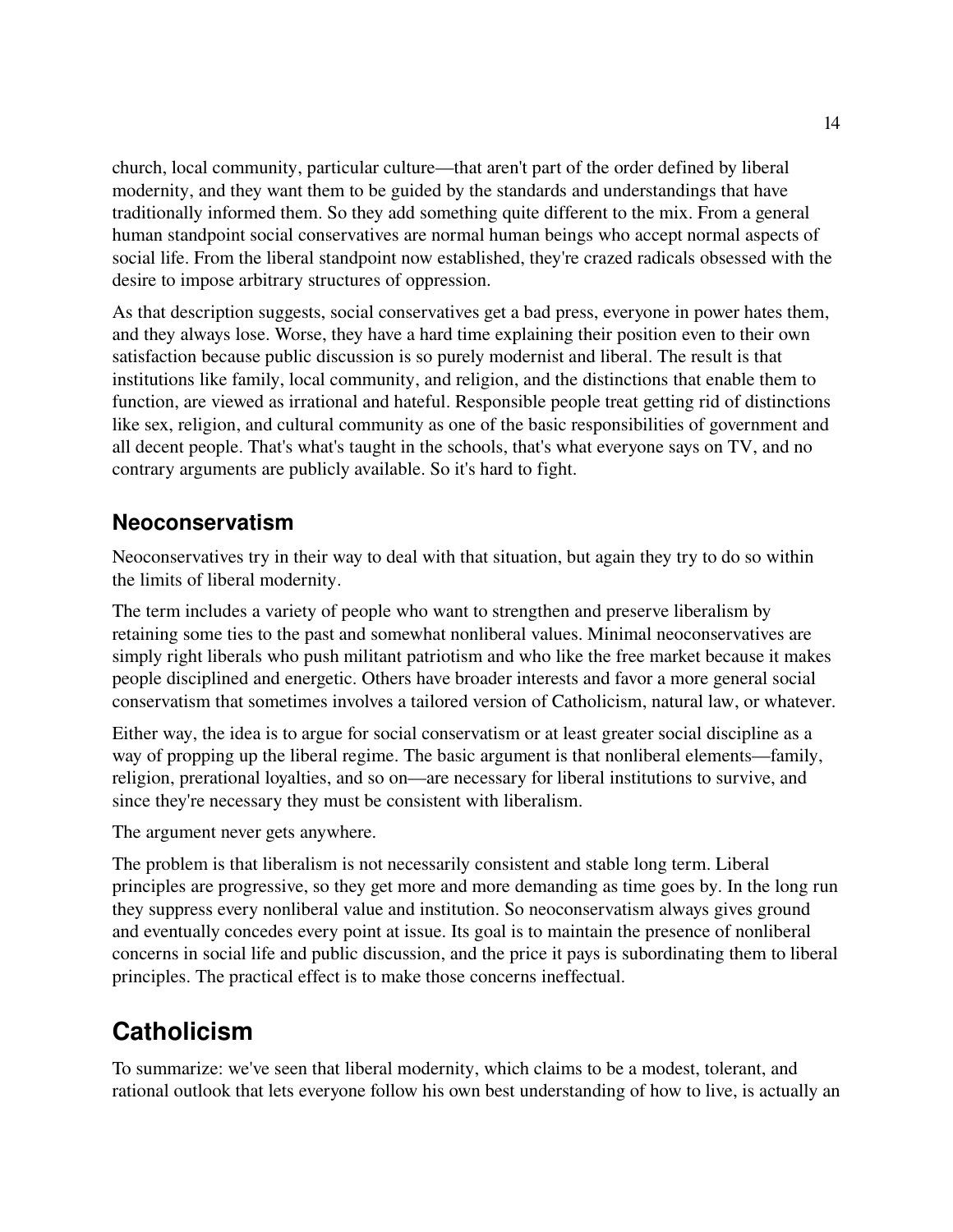church, local community, particular culture—that aren't part of the order defined by liberal modernity, and they want them to be guided by the standards and understandings that have traditionally informed them. So they add something quite different to the mix. From a general human standpoint social conservatives are normal human beings who accept normal aspects of social life. From the liberal standpoint now established, they're crazed radicals obsessed with the desire to impose arbitrary structures of oppression.

As that description suggests, social conservatives get a bad press, everyone in power hates them, and they always lose. Worse, they have a hard time explaining their position even to their own satisfaction because public discussion is so purely modernist and liberal. The result is that institutions like family, local community, and religion, and the distinctions that enable them to function, are viewed as irrational and hateful. Responsible people treat getting rid of distinctions like sex, religion, and cultural community as one of the basic responsibilities of government and all decent people. That's what's taught in the schools, that's what everyone says on TV, and no contrary arguments are publicly available. So it's hard to fight.

### Neoconservatism

Neoconservatives try in their way to deal with that situation, but again they try to do so within the limits of liberal modernity.

The term includes a variety of people who want to strengthen and preserve liberalism by retaining some ties to the past and somewhat nonliberal values. Minimal neoconservatives are simply right liberals who push militant patriotism and who like the free market because it makes people disciplined and energetic. Others have broader interests and favor a more general social conservatism that sometimes involves a tailored version of Catholicism, natural law, or whatever.

Either way, the idea is to argue for social conservatism or at least greater social discipline as a way of propping up the liberal regime. The basic argument is that nonliberal elements—family, religion, prerational loyalties, and so on—are necessary for liberal institutions to survive, and since they're necessary they must be consistent with liberalism.

The argument never gets anywhere.

The problem is that liberalism is not necessarily consistent and stable long term. Liberal principles are progressive, so they get more and more demanding as time goes by. In the long run they suppress every nonliberal value and institution. So neoconservatism always gives ground and eventually concedes every point at issue. Its goal is to maintain the presence of nonliberal concerns in social life and public discussion, and the price it pays is subordinating them to liberal principles. The practical effect is to make those concerns ineffectual.

## Catholicism

To summarize: we've seen that liberal modernity, which claims to be a modest, tolerant, and rational outlook that lets everyone follow his own best understanding of how to live, is actually an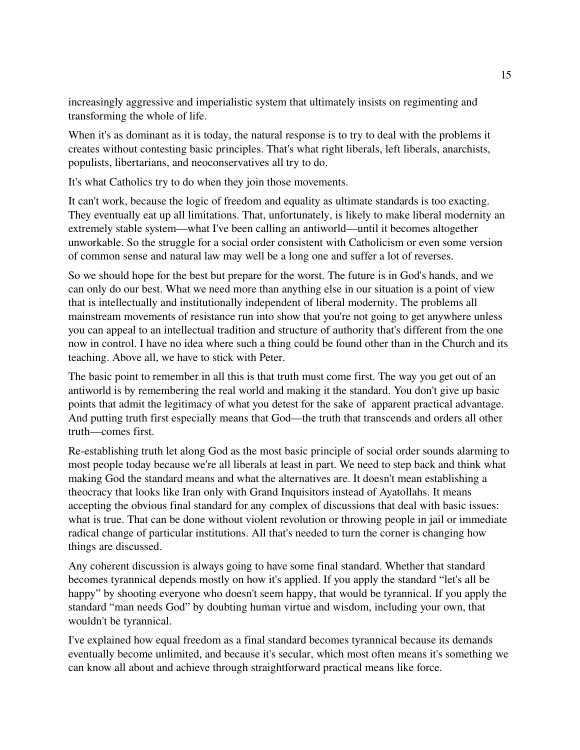increasingly aggressive and imperialistic system that ultimately insists on regimenting and transforming the whole of life.

When it's as dominant as it is today, the natural response is to try to deal with the problems it creates without contesting basic principles. That's what right liberals, left liberals, anarchists, populists, libertarians, and neoconservatives all try to do.

It's what Catholics try to do when they join those movements.

It can't work, because the logic of freedom and equality as ultimate standards is too exacting. They eventually eat up all limitations. That, unfortunately, is likely to make liberal modernity an extremely stable system—what I've been calling an antiworld—until it becomes altogether unworkable. So the struggle for a social order consistent with Catholicism or even some version of common sense and natural law may well be a long one and suffer a lot of reverses.

So we should hope for the best but prepare for the worst. The future is in God's hands, and we can only do our best. What we need more than anything else in our situation is a point of view that is intellectually and institutionally independent of liberal modernity. The problems all mainstream movements of resistance run into show that you're not going to get anywhere unless you can appeal to an intellectual tradition and structure of authority that's different from the one now in control. I have no idea where such a thing could be found other than in the Church and its teaching. Above all, we have to stick with Peter.

The basic point to remember in all this is that truth must come first. The way you get out of an antiworld is by remembering the real world and making it the standard. You don't give up basic points that admit the legitimacy of what you detest for the sake of apparent practical advantage. And putting truth first especially means that God—the truth that transcends and orders all other truth—comes first.

Re-establishing truth let along God as the most basic principle of social order sounds alarming to most people today because we're all liberals at least in part. We need to step back and think what making God the standard means and what the alternatives are. It doesn't mean establishing a theocracy that looks like Iran only with Grand Inquisitors instead of Ayatollahs. It means accepting the obvious final standard for any complex of discussions that deal with basic issues: what is true. That can be done without violent revolution or throwing people in jail or immediate radical change of particular institutions. All that's needed to turn the corner is changing how things are discussed.

Any coherent discussion is always going to have some final standard. Whether that standard becomes tyrannical depends mostly on how it's applied. If you apply the standard "let's all be happy" by shooting everyone who doesn't seem happy, that would be tyrannical. If you apply the standard "man needs God" by doubting human virtue and wisdom, including your own, that wouldn't be tyrannical.

I've explained how equal freedom as a final standard becomes tyrannical because its demands eventually become unlimited, and because it's secular, which most often means it's something we can know all about and achieve through straightforward practical means like force.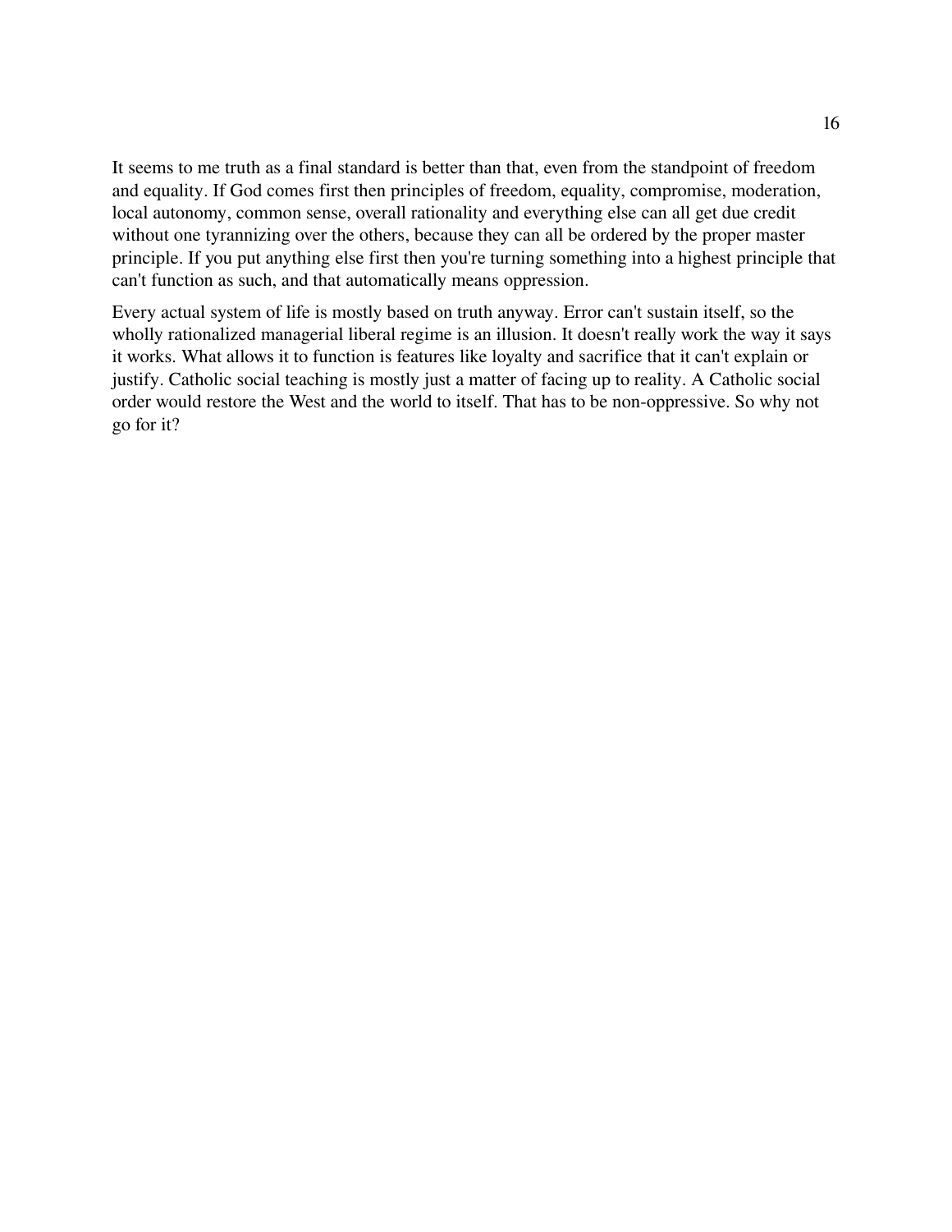It seems to me truth as a final standard is better than that, even from the standpoint of freedom and equality. If God comes first then principles of freedom, equality, compromise, moderation, local autonomy, common sense, overall rationality and everything else can all get due credit without one tyrannizing over the others, because they can all be ordered by the proper master principle. If you put anything else first then you're turning something into a highest principle that can't function as such, and that automatically means oppression.

Every actual system of life is mostly based on truth anyway. Error can't sustain itself, so the wholly rationalized managerial liberal regime is an illusion. It doesn't really work the way it says it works. What allows it to function is features like loyalty and sacrifice that it can't explain or justify. Catholic social teaching is mostly just a matter of facing up to reality. A Catholic social order would restore the West and the world to itself. That has to be non-oppressive. So why not go for it?